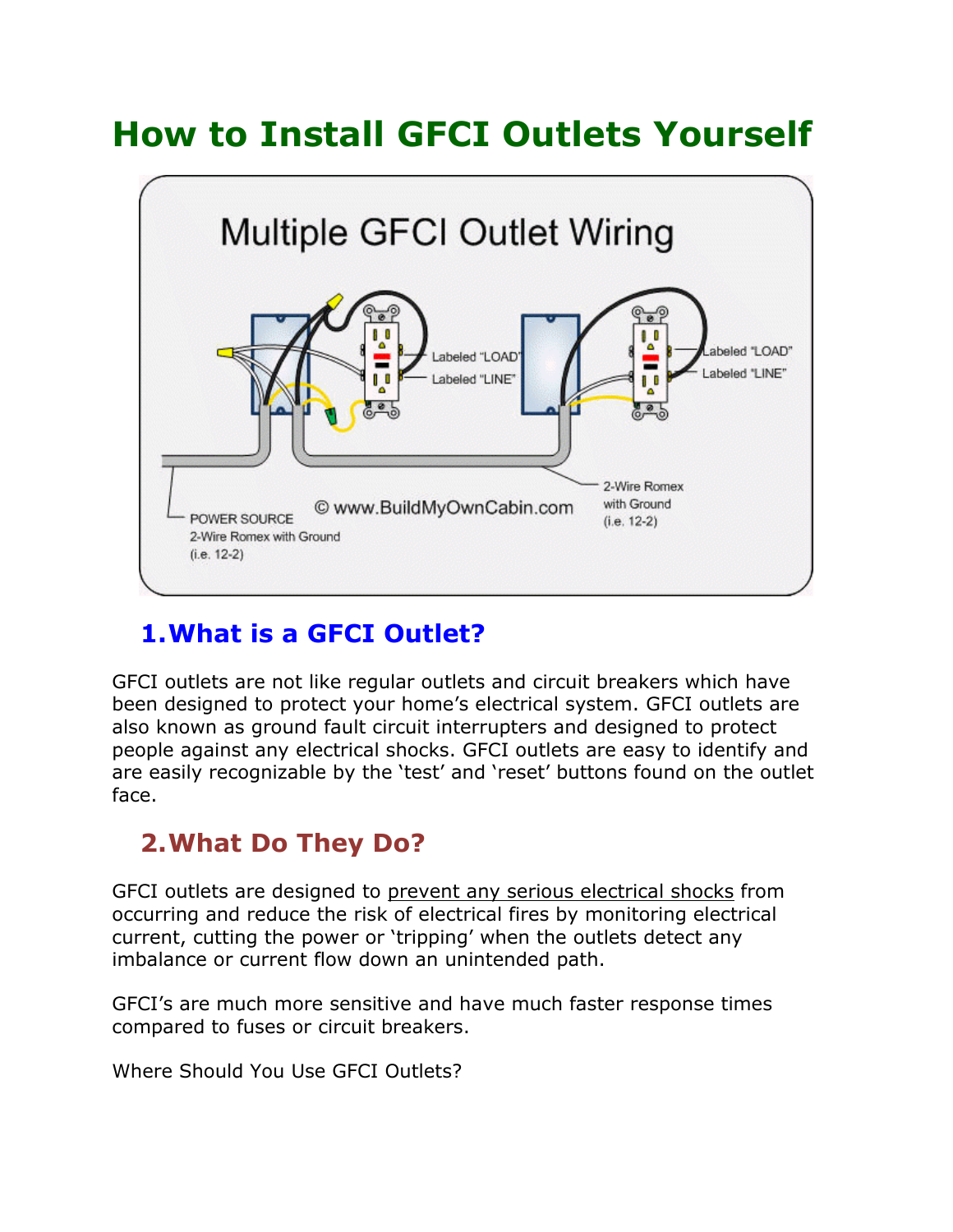# How to Install GFCI Outlets Yourself

## 1. What is a GFCI Outlet?

GFCI outlets are not like regular outlets and circuit breakers which have been designed to protect your home's electrical system. GFCI outlets are also known as ground fault circuit interrupters and designed to protect people against any electrical shocks. GFCI outlets are easy to identify and are easily recognizable by the 'test' and 'reset' buttons found on the outlet face.

## 2. What Do They Do?

GFCI outlets are designed to prevent any serious electrical shocks from occurring and reduce the risk of electrical fires by monitoring electrical current, cutting the power or 'tripping' when the outlets detect any imbalance or current flow down an unintended path.

GFCI's are much more sensitive and have much faster response times compared to fuses or circuit breakers.

Where Should You Use GFCI Outlets?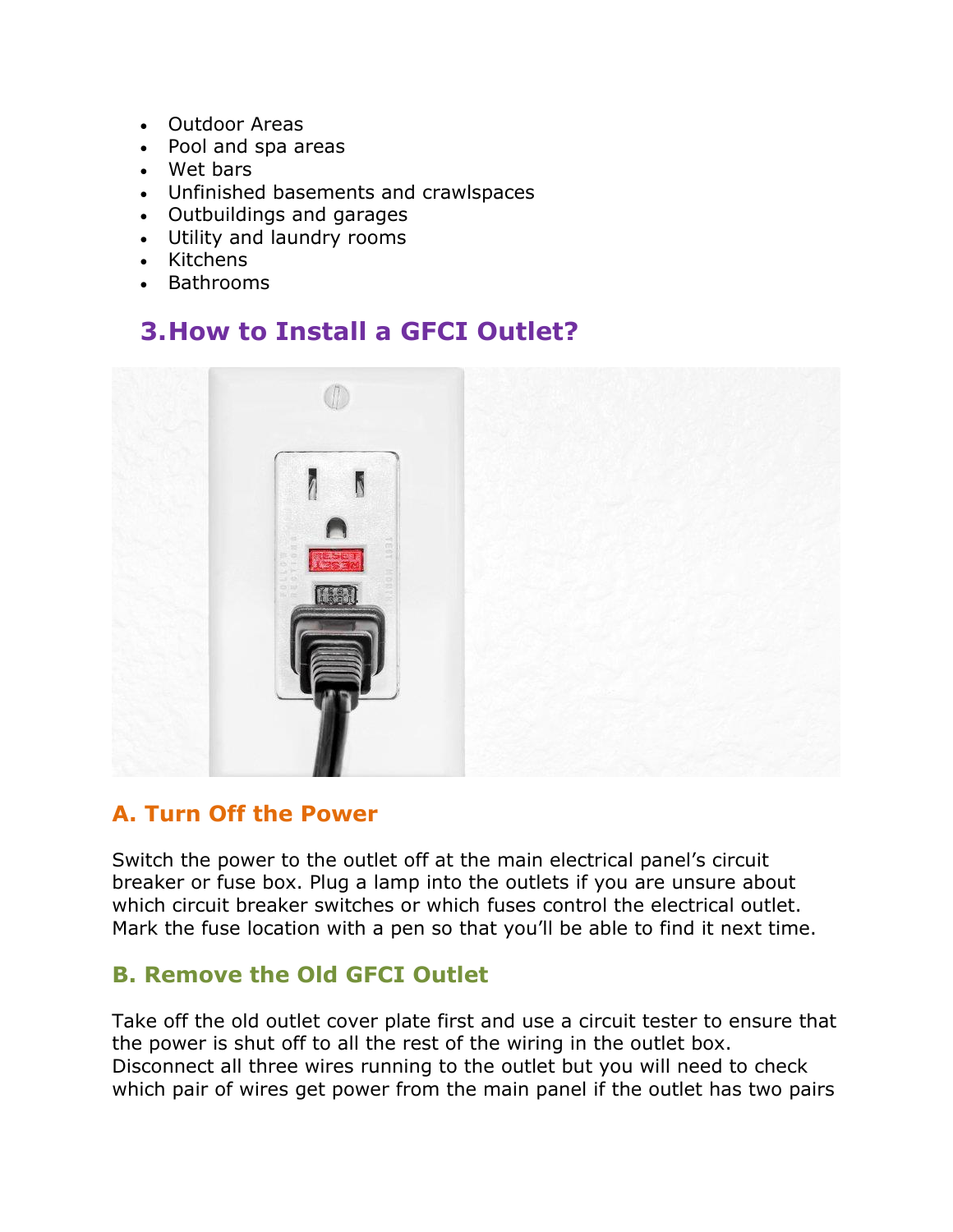- Outdoor Areas
- Pool and spa areas
- Wet bars
- Unfinished basements and crawlspaces
- Outbuildings and garages
- Utility and laundry rooms
- Kitchens
- Bathrooms

## 3. How to Install a GFCI Outlet?

### A. Turn Off the Power

Switch the power to the outlet off at the main electrical panel's circuit breaker or fuse box. Plug a lamp into the outlets if you are unsure about which circuit breaker switches or which fuses control the electrical outlet. Mark the fuse location with a pen so that you'll be able to find it next time.

### B. Remove the Old GFCI Outlet

Take off the old outlet cover plate first and use a circuit tester to ensure that the power is shut off to all the rest of the wiring in the outlet box. Disconnect all three wires running to the outlet but you will need to check which pair of wires get power from the main panel if the outlet has two pairs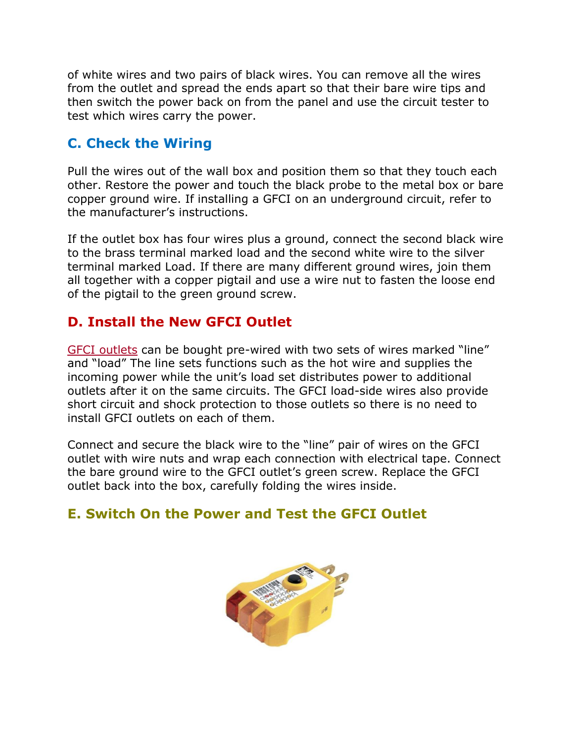of white wires and two pairs of black wires. You can remove all the wires from the outlet and spread the ends apart so that their bare wire tips and then switch the power back on from the panel and use the circuit tester to test which wires carry the power.

## C. Check the Wiring

Pull the wires out of the wall box and position them so that they touch each other. Restore the power and touch the black probe to the metal box or bare copper ground wire. If installing a GFCI on an underground circuit, refer to the manufacturer's instructions.

If the outlet box has four wires plus a ground, connect the second black wire to the brass terminal marked load and the second white wire to the silver terminal marked Load. If there are many different ground wires, join them all together with a copper pigtail and use a wire nut to fasten the loose end of the pigtail to the green ground screw.

## D. Install the New GFCI Outlet

GFCI outlets can be bought pre-wired with two sets of wires marked "line" and "load" The line sets functions such as the hot wire and supplies the incoming power while the unit's load set distributes power to additional outlets after it on the same circuits. The GFCI load-side wires also provide short circuit and shock protection to those outlets so there is no need to install GFCI outlets on each of them.

Connect and secure the black wire to the "line" pair of wires on the GFCI outlet with wire nuts and wrap each connection with electrical tape. Connect the bare ground wire to the GFCI outlet's green screw. Replace the GFCI outlet back into the box, carefully folding the wires inside.

## E. Switch On the Power and Test the GFCI Outlet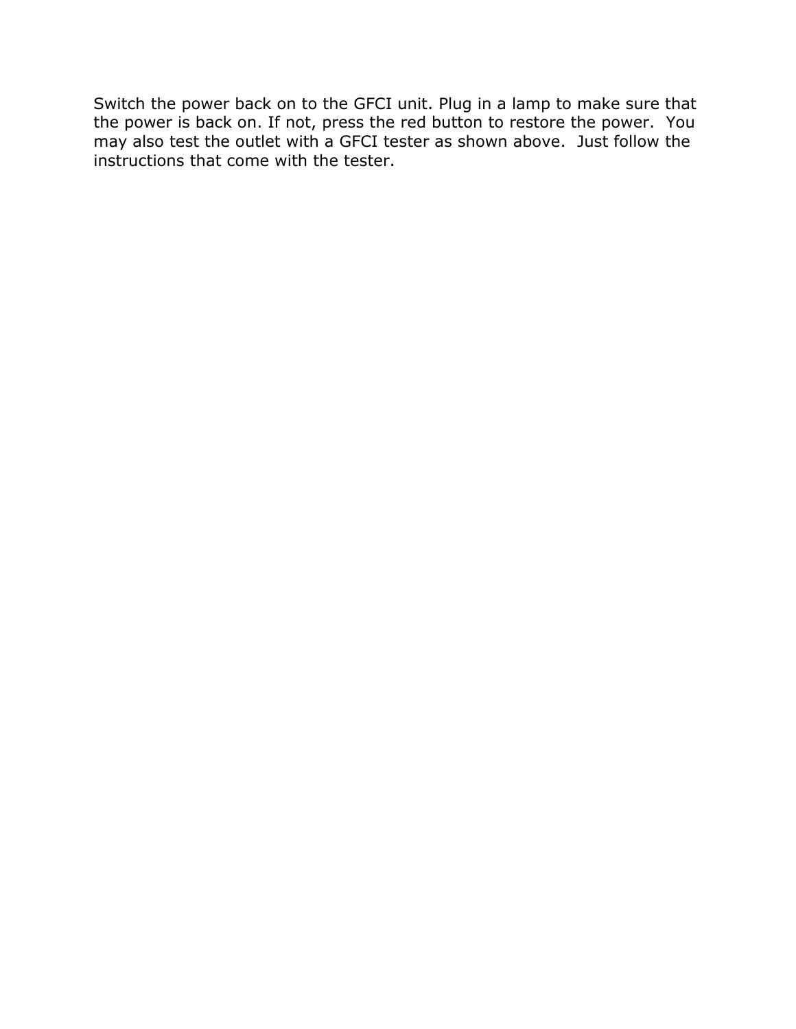Switch the power back on to the GFCI unit. Plug in a lamp to make sure that the power is back on. If not, press the red button to restore the power. You may also test the outlet with a GFCI tester as shown above. Just follow the instructions that come with the tester.